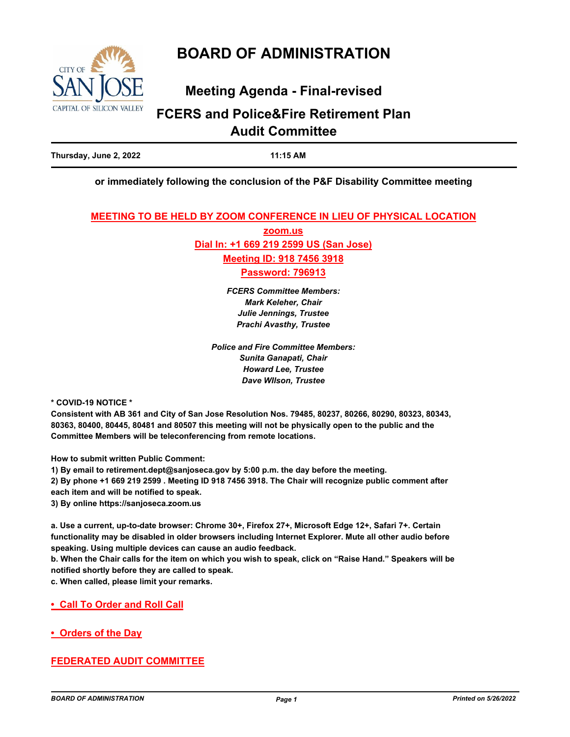# BOARD OF ADMINISTRATION

## Meeting Agenda - Final-revised

## FCERS and Police&Fire Retirement Plan Audit Committee

**Thursday, June 2, 2022** **11:15 AM**

**or immediately following the conclusion of the P&F Disability Committee meeting**

**MEETING TO BE HELD BY ZOOM CONFERENCE IN LIEU OF PHYSICAL LOCATION**

**zoom.us**

**Dial In: +1 669 219 2599 US (San Jose)**

**Meeting ID: 918 7456 3918**

**Password: 796913**

***FCERS Committee Members:***
***Mark Keleher, Chair***
***Julie Jennings, Trustee***
***Prachi Avasthy, Trustee***

***Police and Fire Committee Members:***
***Sunita Ganapati, Chair***
***Howard Lee, Trustee***
***Dave WIlson, Trustee***

**\* COVID-19 NOTICE \***
**Consistent with AB 361 and City of San Jose Resolution Nos. 79485, 80237, 80266, 80290, 80323, 80343, 80363, 80400, 80445, 80481 and 80507 this meeting will not be physically open to the public and the Committee Members will be teleconferencing from remote locations.**

**How to submit written Public Comment:**
**1) By email to retirement.dept@sanjoseca.gov by 5:00 p.m. the day before the meeting.**
**2) By phone +1 669 219 2599 . Meeting ID 918 7456 3918. The Chair will recognize public comment after each item and will be notified to speak.**
**3) By online https://sanjoseca.zoom.us**

**a. Use a current, up-to-date browser: Chrome 30+, Firefox 27+, Microsoft Edge 12+, Safari 7+. Certain functionality may be disabled in older browsers including Internet Explorer. Mute all other audio before speaking. Using multiple devices can cause an audio feedback.**
**b. When the Chair calls for the item on which you wish to speak, click on "Raise Hand." Speakers will be notified shortly before they are called to speak.**
**c. When called, please limit your remarks.**

### • Call To Order and Roll Call

### • Orders of the Day

### FEDERATED AUDIT COMMITTEE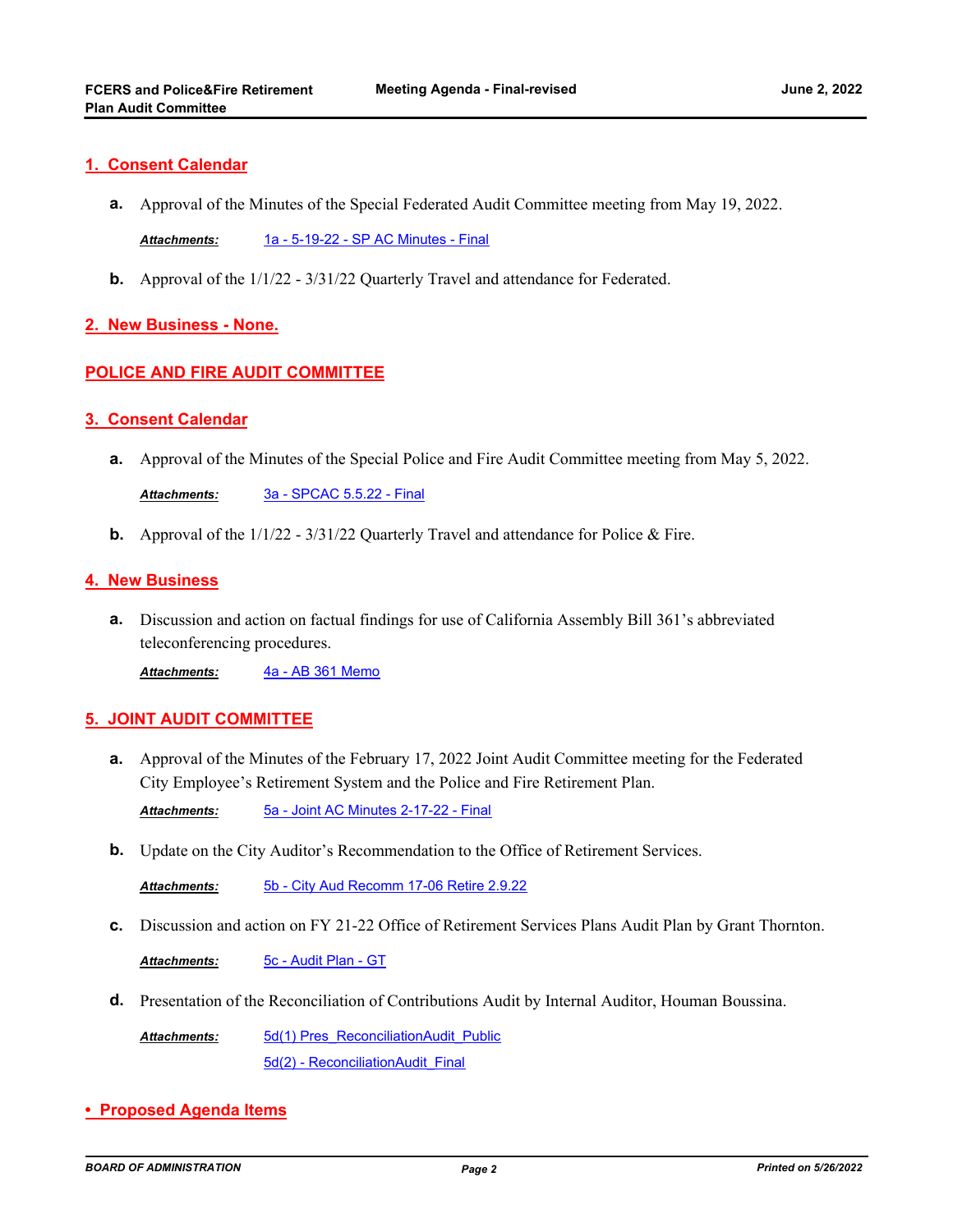## 1. Consent Calendar

**a.** Approval of the Minutes of the Special Federated Audit Committee meeting from May 19, 2022.

***Attachments:*** 1a - 5-19-22 - SP AC Minutes - Final

**b.** Approval of the 1/1/22 - 3/31/22 Quarterly Travel and attendance for Federated.

## 2. New Business - None.

## POLICE AND FIRE AUDIT COMMITTEE

## 3. Consent Calendar

**a.** Approval of the Minutes of the Special Police and Fire Audit Committee meeting from May 5, 2022.

***Attachments:*** 3a - SPCAC 5.5.22 - Final

**b.** Approval of the 1/1/22 - 3/31/22 Quarterly Travel and attendance for Police & Fire.

## 4. New Business

**a.** Discussion and action on factual findings for use of California Assembly Bill 361's abbreviated teleconferencing procedures.

***Attachments:*** 4a - AB 361 Memo

## 5. JOINT AUDIT COMMITTEE

**a.** Approval of the Minutes of the February 17, 2022 Joint Audit Committee meeting for the Federated City Employee's Retirement System and the Police and Fire Retirement Plan.

***Attachments:*** 5a - Joint AC Minutes 2-17-22 - Final

**b.** Update on the City Auditor's Recommendation to the Office of Retirement Services.

***Attachments:*** 5b - City Aud Recomm 17-06 Retire 2.9.22

**c.** Discussion and action on FY 21-22 Office of Retirement Services Plans Audit Plan by Grant Thornton.

***Attachments:*** 5c - Audit Plan - GT

**d.** Presentation of the Reconciliation of Contributions Audit by Internal Auditor, Houman Boussina.

***Attachments:*** 5d(1) Pres_ReconciliationAudit_Public

5d(2) - ReconciliationAudit_Final

## • Proposed Agenda Items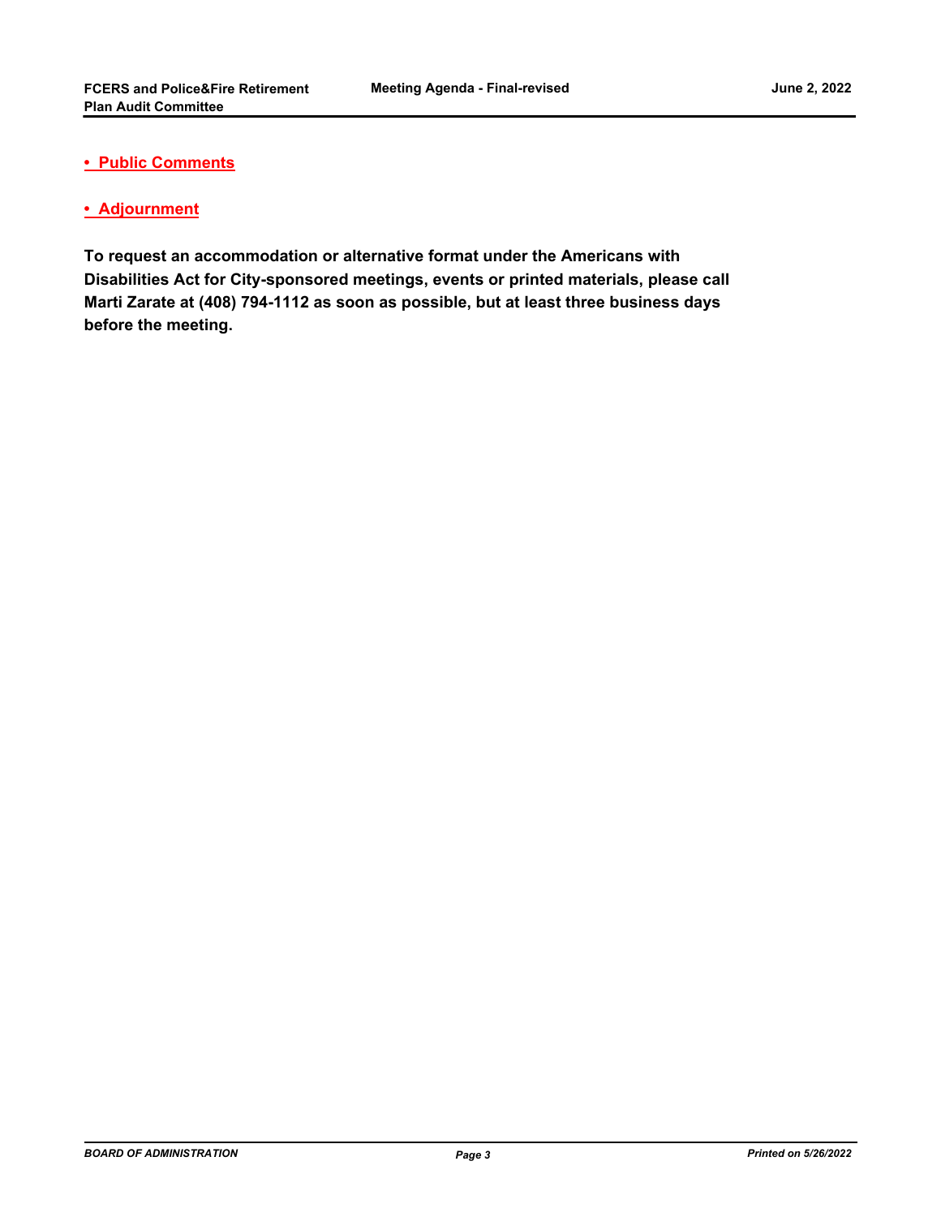- **Public Comments**

- **Adjournment**

**To request an accommodation or alternative format under the Americans with Disabilities Act for City-sponsored meetings, events or printed materials, please call Marti Zarate at (408) 794-1112 as soon as possible, but at least three business days before the meeting.**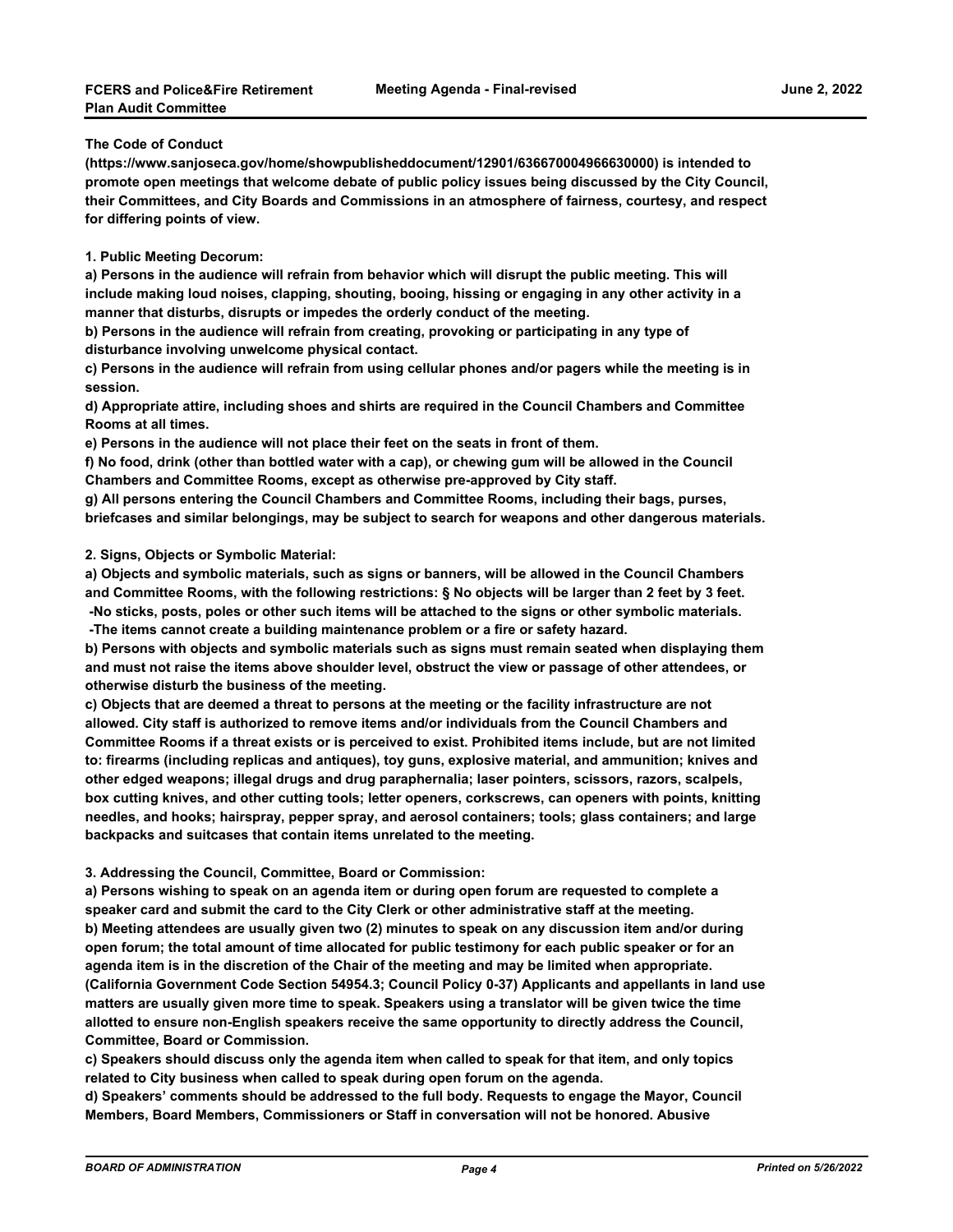**The Code of Conduct (https://www.sanjoseca.gov/home/showpublisheddocument/12901/636670004966630000) is intended to promote open meetings that welcome debate of public policy issues being discussed by the City Council, their Committees, and City Boards and Commissions in an atmosphere of fairness, courtesy, and respect for differing points of view.**

**1. Public Meeting Decorum:**

**a) Persons in the audience will refrain from behavior which will disrupt the public meeting. This will include making loud noises, clapping, shouting, booing, hissing or engaging in any other activity in a manner that disturbs, disrupts or impedes the orderly conduct of the meeting.**

**b) Persons in the audience will refrain from creating, provoking or participating in any type of disturbance involving unwelcome physical contact.**

**c) Persons in the audience will refrain from using cellular phones and/or pagers while the meeting is in session.**

**d) Appropriate attire, including shoes and shirts are required in the Council Chambers and Committee Rooms at all times.**

**e) Persons in the audience will not place their feet on the seats in front of them.**

**f) No food, drink (other than bottled water with a cap), or chewing gum will be allowed in the Council Chambers and Committee Rooms, except as otherwise pre-approved by City staff.**

**g) All persons entering the Council Chambers and Committee Rooms, including their bags, purses, briefcases and similar belongings, may be subject to search for weapons and other dangerous materials.**

**2. Signs, Objects or Symbolic Material:**

**a) Objects and symbolic materials, such as signs or banners, will be allowed in the Council Chambers and Committee Rooms, with the following restrictions: § No objects will be larger than 2 feet by 3 feet.**

**-No sticks, posts, poles or other such items will be attached to the signs or other symbolic materials.**

**-The items cannot create a building maintenance problem or a fire or safety hazard.**

**b) Persons with objects and symbolic materials such as signs must remain seated when displaying them and must not raise the items above shoulder level, obstruct the view or passage of other attendees, or otherwise disturb the business of the meeting.**

**c) Objects that are deemed a threat to persons at the meeting or the facility infrastructure are not allowed. City staff is authorized to remove items and/or individuals from the Council Chambers and Committee Rooms if a threat exists or is perceived to exist. Prohibited items include, but are not limited to: firearms (including replicas and antiques), toy guns, explosive material, and ammunition; knives and other edged weapons; illegal drugs and drug paraphernalia; laser pointers, scissors, razors, scalpels, box cutting knives, and other cutting tools; letter openers, corkscrews, can openers with points, knitting needles, and hooks; hairspray, pepper spray, and aerosol containers; tools; glass containers; and large backpacks and suitcases that contain items unrelated to the meeting.**

**3. Addressing the Council, Committee, Board or Commission:**

**a) Persons wishing to speak on an agenda item or during open forum are requested to complete a speaker card and submit the card to the City Clerk or other administrative staff at the meeting.**

**b) Meeting attendees are usually given two (2) minutes to speak on any discussion item and/or during open forum; the total amount of time allocated for public testimony for each public speaker or for an agenda item is in the discretion of the Chair of the meeting and may be limited when appropriate. (California Government Code Section 54954.3; Council Policy 0-37) Applicants and appellants in land use matters are usually given more time to speak. Speakers using a translator will be given twice the time allotted to ensure non-English speakers receive the same opportunity to directly address the Council, Committee, Board or Commission.**

**c) Speakers should discuss only the agenda item when called to speak for that item, and only topics related to City business when called to speak during open forum on the agenda.**

**d) Speakers' comments should be addressed to the full body. Requests to engage the Mayor, Council Members, Board Members, Commissioners or Staff in conversation will not be honored. Abusive**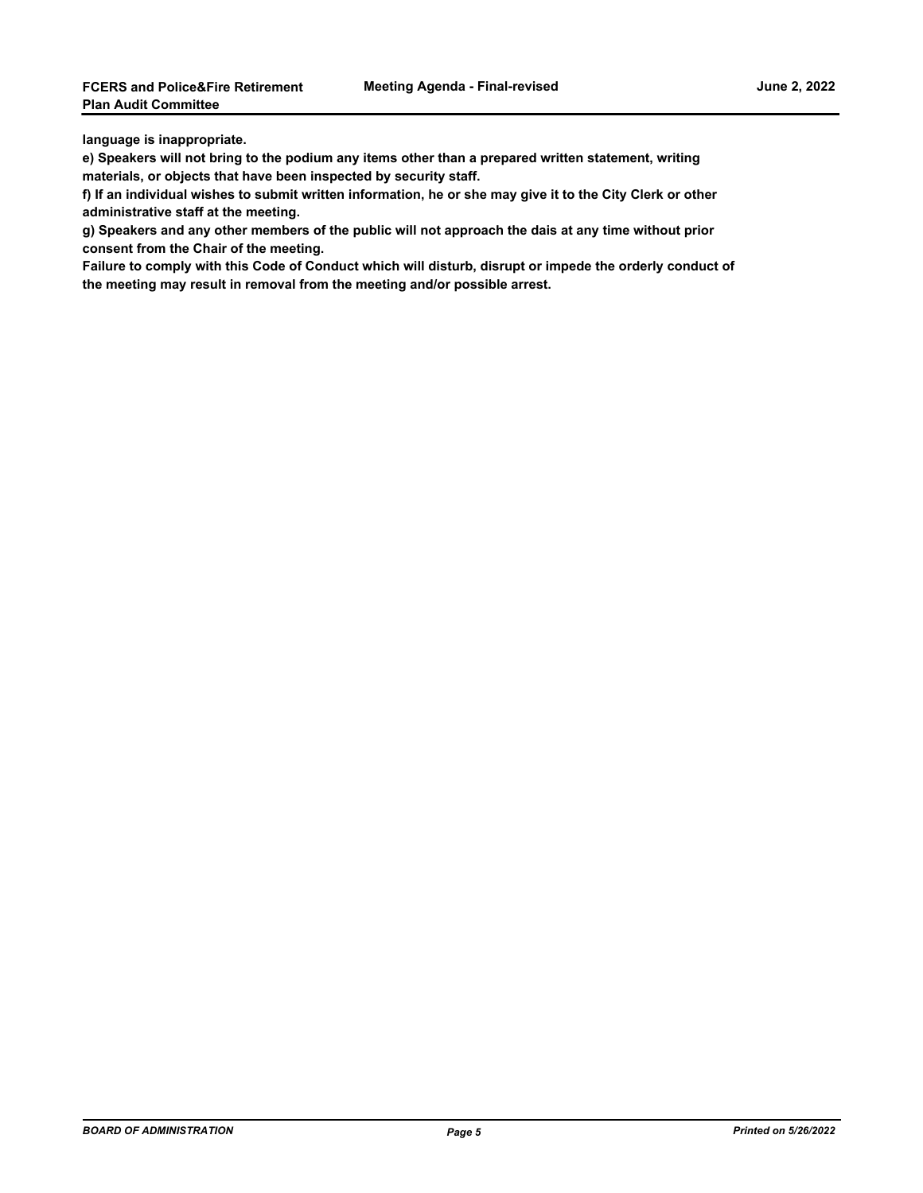**language is inappropriate.**

**e) Speakers will not bring to the podium any items other than a prepared written statement, writing materials, or objects that have been inspected by security staff.**

**f) If an individual wishes to submit written information, he or she may give it to the City Clerk or other administrative staff at the meeting.**

**g) Speakers and any other members of the public will not approach the dais at any time without prior consent from the Chair of the meeting.**

**Failure to comply with this Code of Conduct which will disturb, disrupt or impede the orderly conduct of the meeting may result in removal from the meeting and/or possible arrest.**